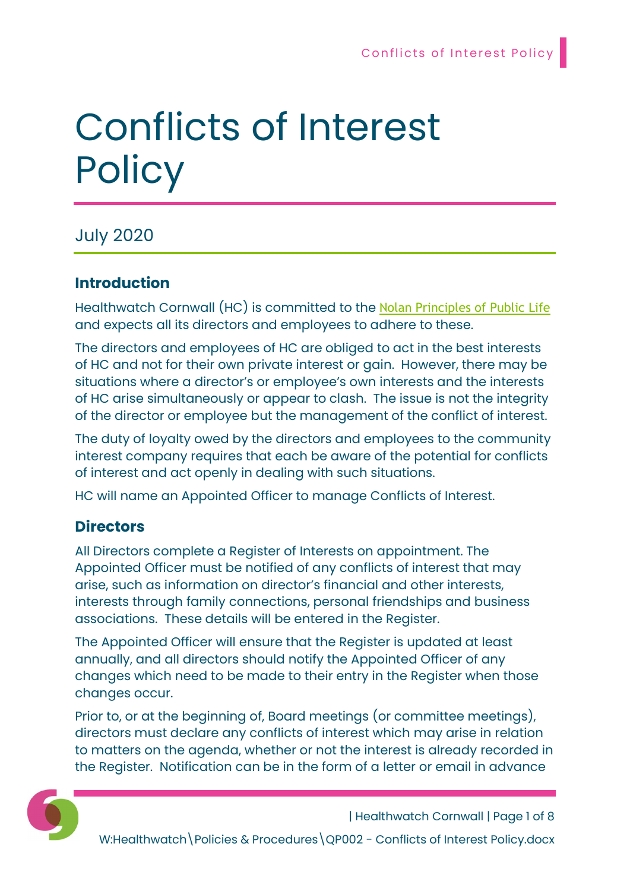# Conflicts of Interest Policy

July 2020

## Introduction

Healthwatch Cornwall (HC) is committed to the [Nolan Principles of Public Life](Nolan Principles of Public Life) and expects all its directors and employees to adhere to these.

The directors and employees of HC are obliged to act in the best interests of HC and not for their own private interest or gain. However, there may be situations where a director's or employee's own interests and the interests of HC arise simultaneously or appear to clash. The issue is not the integrity of the director or employee but the management of the conflict of interest.

The duty of loyalty owed by the directors and employees to the community interest company requires that each be aware of the potential for conflicts of interest and act openly in dealing with such situations.

HC will name an Appointed Officer to manage Conflicts of Interest.

## Directors

All Directors complete a Register of Interests on appointment. The Appointed Officer must be notified of any conflicts of interest that may arise, such as information on director's financial and other interests, interests through family connections, personal friendships and business associations. These details will be entered in the Register.

The Appointed Officer will ensure that the Register is updated at least annually, and all directors should notify the Appointed Officer of any changes which need to be made to their entry in the Register when those changes occur.

Prior to, or at the beginning of, Board meetings (or committee meetings), directors must declare any conflicts of interest which may arise in relation to matters on the agenda, whether or not the interest is already recorded in the Register. Notification can be in the form of a letter or email in advance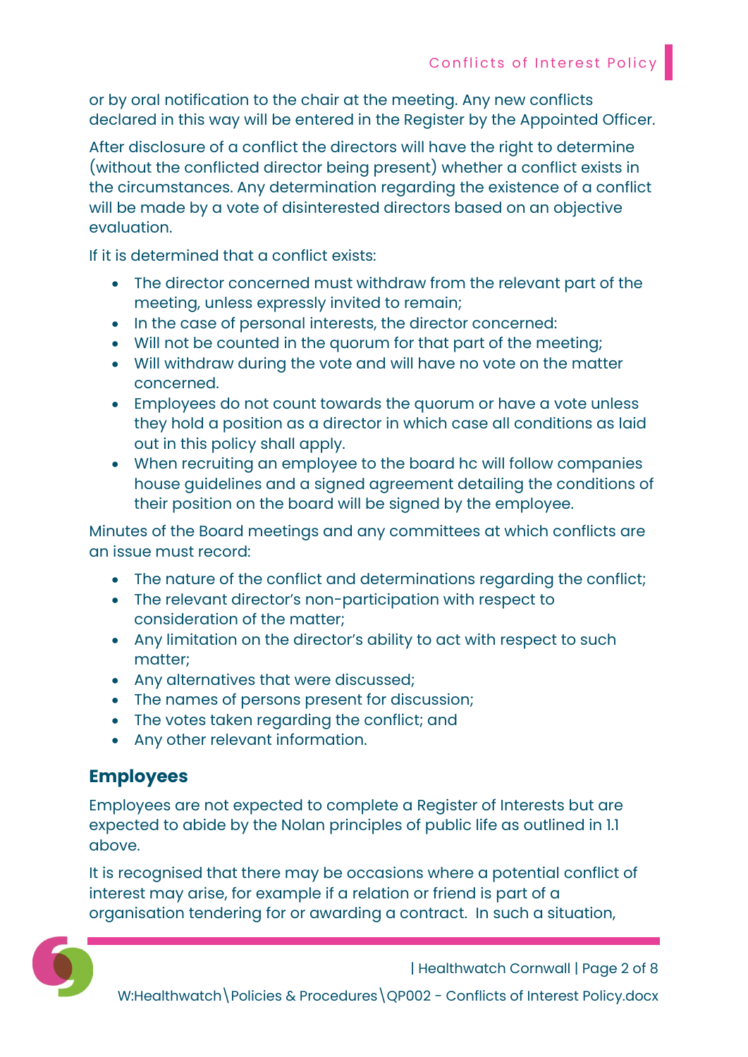or by oral notification to the chair at the meeting. Any new conflicts declared in this way will be entered in the Register by the Appointed Officer.

After disclosure of a conflict the directors will have the right to determine (without the conflicted director being present) whether a conflict exists in the circumstances. Any determination regarding the existence of a conflict will be made by a vote of disinterested directors based on an objective evaluation.

If it is determined that a conflict exists:

- The director concerned must withdraw from the relevant part of the meeting, unless expressly invited to remain;
- In the case of personal interests, the director concerned:
- Will not be counted in the quorum for that part of the meeting;
- Will withdraw during the vote and will have no vote on the matter concerned.
- Employees do not count towards the quorum or have a vote unless they hold a position as a director in which case all conditions as laid out in this policy shall apply.
- When recruiting an employee to the board hc will follow companies house guidelines and a signed agreement detailing the conditions of their position on the board will be signed by the employee.

Minutes of the Board meetings and any committees at which conflicts are an issue must record:

- The nature of the conflict and determinations regarding the conflict;
- The relevant director's non-participation with respect to consideration of the matter;
- Any limitation on the director's ability to act with respect to such matter;
- Any alternatives that were discussed;
- The names of persons present for discussion;
- The votes taken regarding the conflict; and
- Any other relevant information.

## Employees

Employees are not expected to complete a Register of Interests but are expected to abide by the Nolan principles of public life as outlined in 1.1 above.

It is recognised that there may be occasions where a potential conflict of interest may arise, for example if a relation or friend is part of a organisation tendering for or awarding a contract. In such a situation,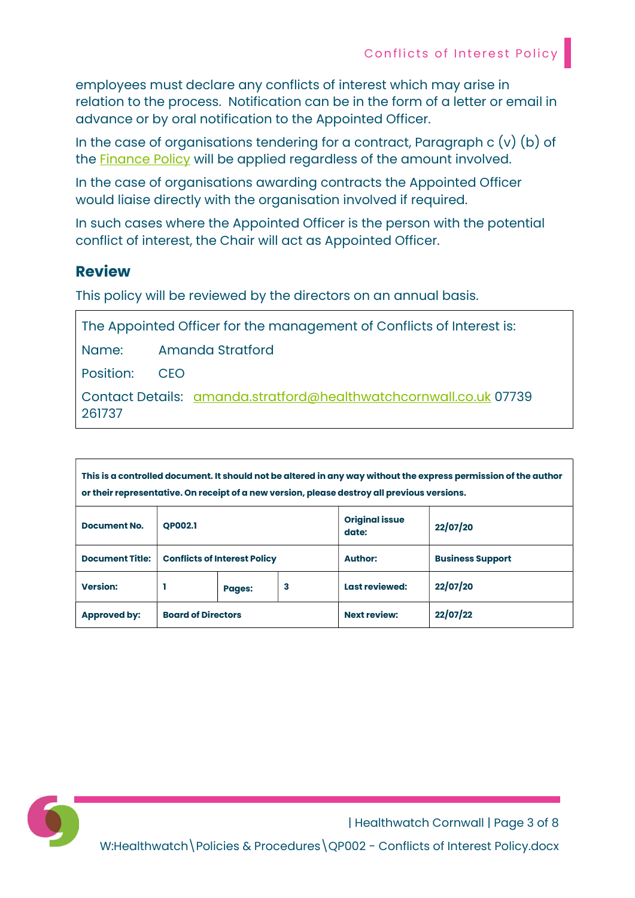employees must declare any conflicts of interest which may arise in relation to the process. Notification can be in the form of a letter or email in advance or by oral notification to the Appointed Officer.

In the case of organisations tendering for a contract, Paragraph c (v) (b) of the Finance Policy will be applied regardless of the amount involved.

In the case of organisations awarding contracts the Appointed Officer would liaise directly with the organisation involved if required.

In such cases where the Appointed Officer is the person with the potential conflict of interest, the Chair will act as Appointed Officer.

## Review

This policy will be reviewed by the directors on an annual basis.

| The Appointed Officer for the management of Conflicts of Interest is: |
|---|
| Name: Amanda Stratford |
| Position: CEO |
| Contact Details: amanda.stratford@healthwatchcornwall.co.uk 07739 261737 |

| **This is a controlled document. It should not be altered in any way without the express permission of the author or their representative. On receipt of a new version, please destroy all previous versions.** | | | | | |
|---|---|---|---|---|---|
| **Document No.** | **QP002.1** | | | **Original issue date:** | **22/07/20** |
| **Document Title:** | **Conflicts of Interest Policy** | | | **Author:** | **Business Support** |
| **Version:** | **1** | **Pages:** | **3** | **Last reviewed:** | **22/07/20** |
| **Approved by:** | **Board of Directors** | | | **Next review:** | **22/07/22** |

W:Healthwatch\Policies & Procedures\QP002 - Conflicts of Interest Policy.docx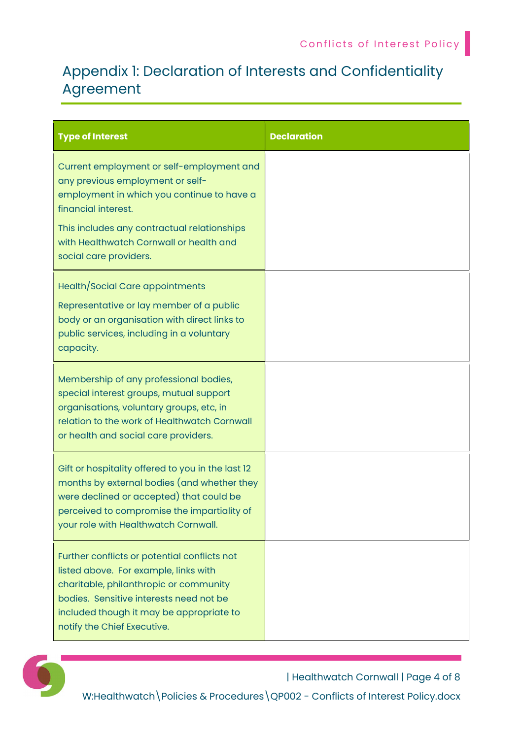## Appendix 1: Declaration of Interests and Confidentiality Agreement

| Type of Interest | Declaration |
|---|---|
| Current employment or self-employment and any previous employment or self-employment in which you continue to have a financial interest.<br><br>This includes any contractual relationships with Healthwatch Cornwall or health and social care providers. | |
| Health/Social Care appointments<br><br>Representative or lay member of a public body or an organisation with direct links to public services, including in a voluntary capacity. | |
| Membership of any professional bodies, special interest groups, mutual support organisations, voluntary groups, etc, in relation to the work of Healthwatch Cornwall or health and social care providers. | |
| Gift or hospitality offered to you in the last 12 months by external bodies (and whether they were declined or accepted) that could be perceived to compromise the impartiality of your role with Healthwatch Cornwall. | |
| Further conflicts or potential conflicts not listed above. For example, links with charitable, philanthropic or community bodies. Sensitive interests need not be included though it may be appropriate to notify the Chief Executive. | |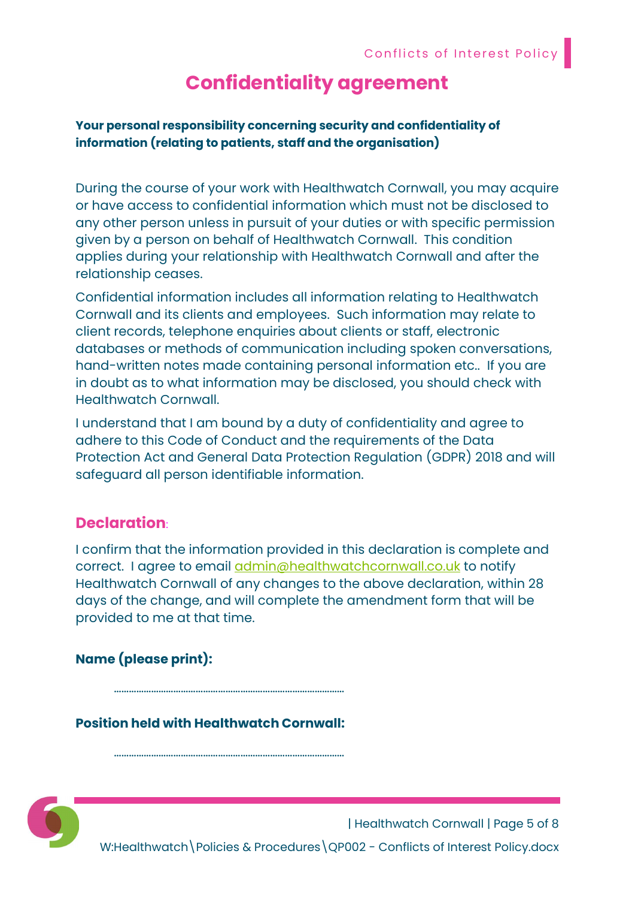# Confidentiality agreement

**Your personal responsibility concerning security and confidentiality of information (relating to patients, staff and the organisation)**

During the course of your work with Healthwatch Cornwall, you may acquire or have access to confidential information which must not be disclosed to any other person unless in pursuit of your duties or with specific permission given by a person on behalf of Healthwatch Cornwall. This condition applies during your relationship with Healthwatch Cornwall and after the relationship ceases.

Confidential information includes all information relating to Healthwatch Cornwall and its clients and employees. Such information may relate to client records, telephone enquiries about clients or staff, electronic databases or methods of communication including spoken conversations, hand-written notes made containing personal information etc.. If you are in doubt as to what information may be disclosed, you should check with Healthwatch Cornwall.

I understand that I am bound by a duty of confidentiality and agree to adhere to this Code of Conduct and the requirements of the Data Protection Act and General Data Protection Regulation (GDPR) 2018 and will safeguard all person identifiable information.

## Declaration:

I confirm that the information provided in this declaration is complete and correct. I agree to email admin@healthwatchcornwall.co.uk to notify Healthwatch Cornwall of any changes to the above declaration, within 28 days of the change, and will complete the amendment form that will be provided to me at that time.

**Name (please print):**

..........................................................................................

**Position held with Healthwatch Cornwall:**

..........................................................................................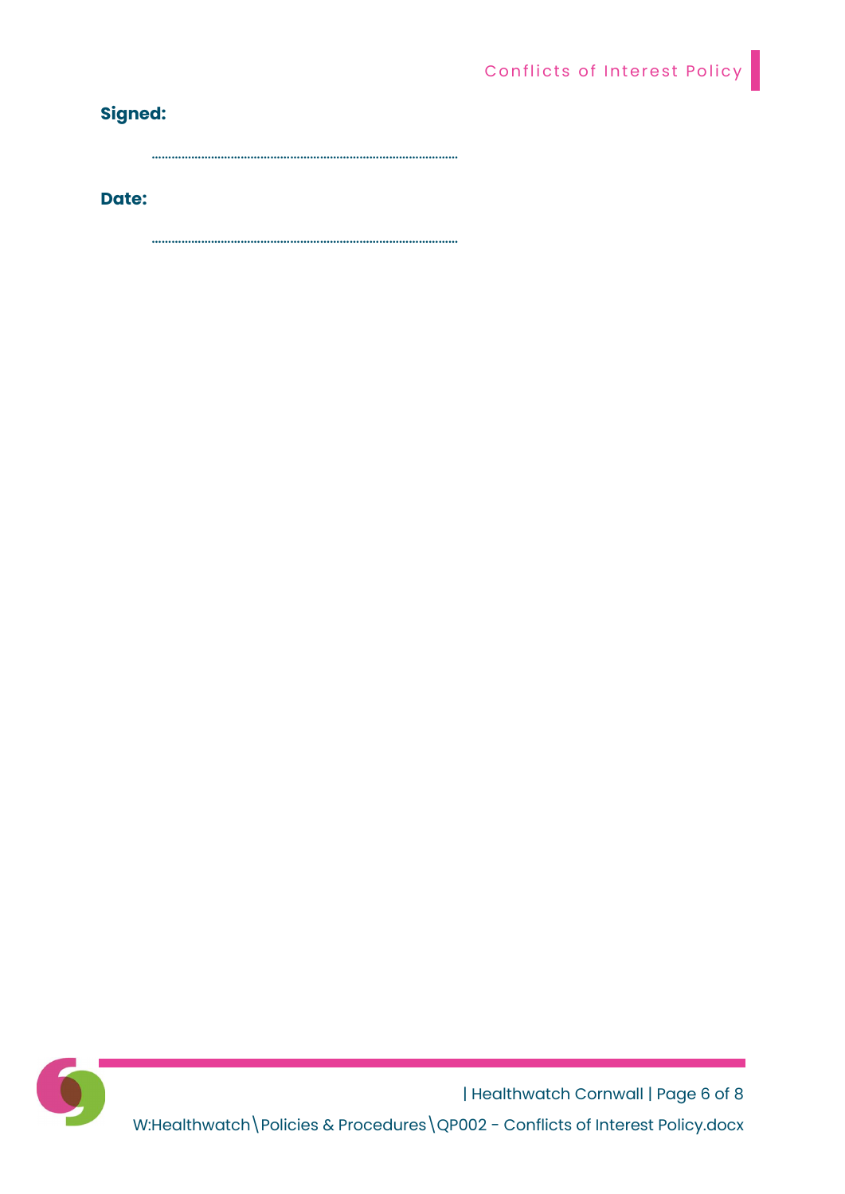**Signed:**

………………………………………………………………………………

**Date:**

………………………………………………………………………………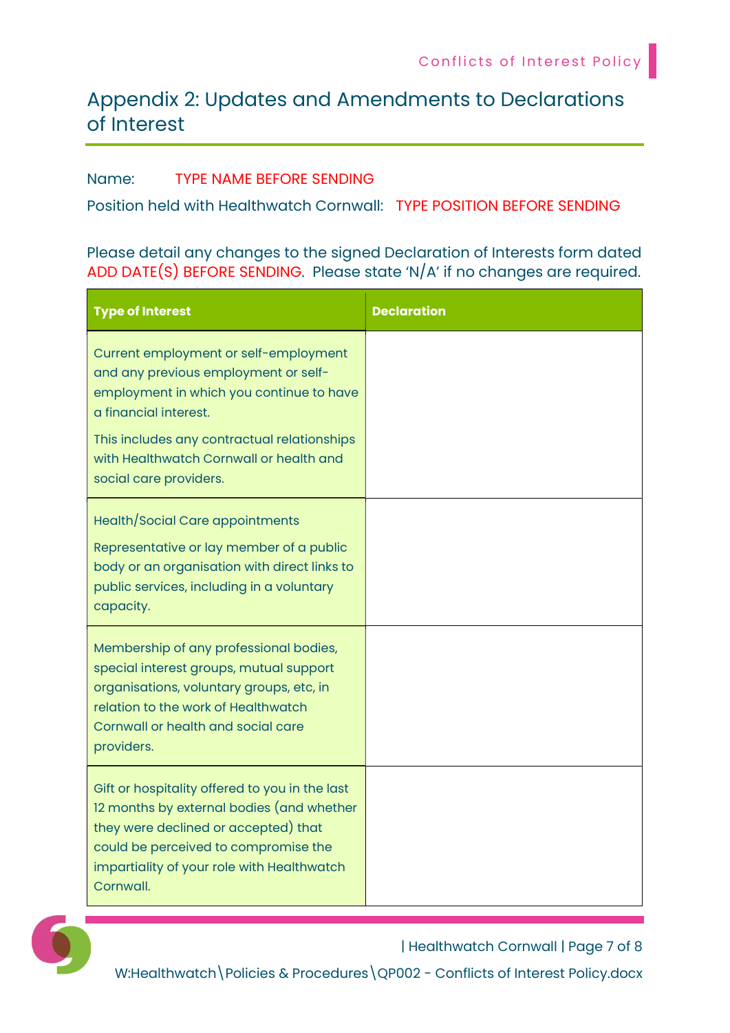## Appendix 2: Updates and Amendments to Declarations of Interest

Name: TYPE NAME BEFORE SENDING

Position held with Healthwatch Cornwall: TYPE POSITION BEFORE SENDING

Please detail any changes to the signed Declaration of Interests form dated ADD DATE(S) BEFORE SENDING. Please state 'N/A' if no changes are required.

| Type of Interest | Declaration |
|---|---|
| Current employment or self-employment and any previous employment or self-employment in which you continue to have a financial interest.<br><br>This includes any contractual relationships with Healthwatch Cornwall or health and social care providers. | |
| Health/Social Care appointments<br><br>Representative or lay member of a public body or an organisation with direct links to public services, including in a voluntary capacity. | |
| Membership of any professional bodies, special interest groups, mutual support organisations, voluntary groups, etc, in relation to the work of Healthwatch Cornwall or health and social care providers. | |
| Gift or hospitality offered to you in the last 12 months by external bodies (and whether they were declined or accepted) that could be perceived to compromise the impartiality of your role with Healthwatch Cornwall. | |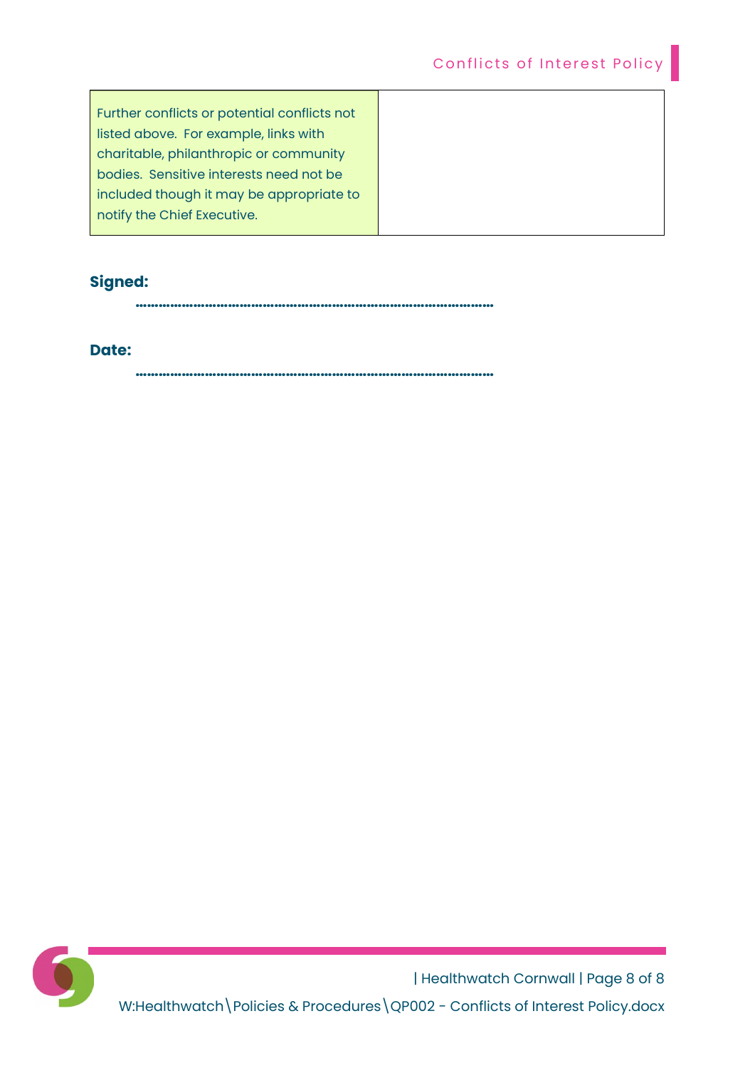| | |
|---|---|
| Further conflicts or potential conflicts not listed above. For example, links with charitable, philanthropic or community bodies. Sensitive interests need not be included though it may be appropriate to notify the Chief Executive. | |

**Signed:**

………………………………………………………………………………………

**Date:**

………………………………………………………………………………………